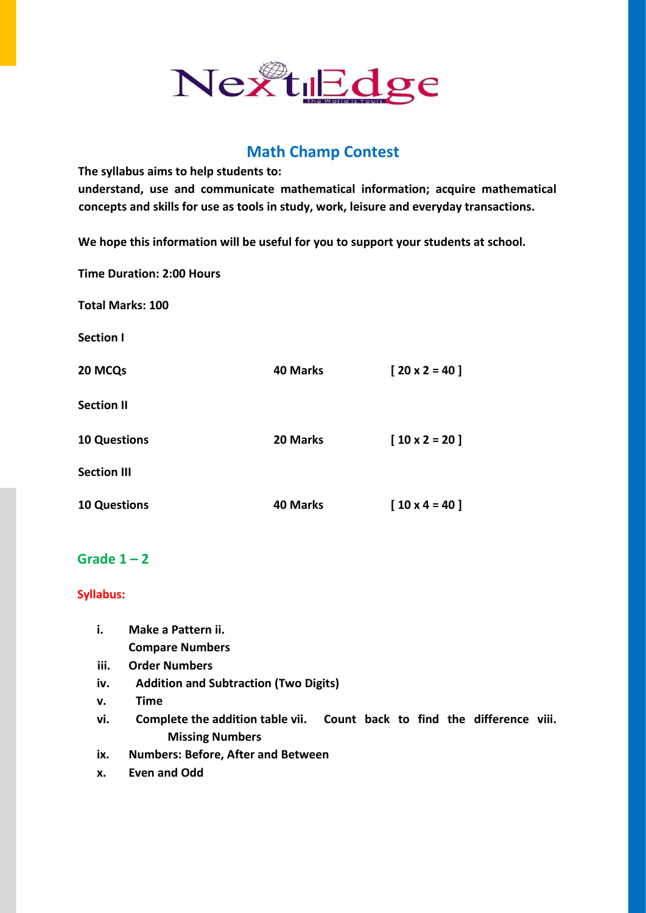NextEdge

## Math Champ Contest

**The syllabus aims to help students to:**
**understand, use and communicate mathematical information; acquire mathematical concepts and skills for use as tools in study, work, leisure and everyday transactions.**

**We hope this information will be useful for you to support your students at school.**

**Time Duration: 2:00 Hours**

**Total Marks: 100**

**Section I**

| | | |
|---|---|---|
| **20 MCQs** | **40 Marks** | **[ 20 x 2 = 40 ]** |

**Section II**

| | | |
|---|---|---|
| **10 Questions** | **20 Marks** | **[ 10 x 2 = 20 ]** |

**Section III**

| | | |
|---|---|---|
| **10 Questions** | **40 Marks** | **[ 10 x 4 = 40 ]** |

### Grade 1 – 2

**Syllabus:**

i. **Make a Pattern**
ii. **Compare Numbers**
iii. **Order Numbers**
iv. **Addition and Subtraction (Two Digits)**
v. **Time**
vi. **Complete the addition table**
vii. **Count back to find the difference**
viii. **Missing Numbers**
ix. **Numbers: Before, After and Between**
x. **Even and Odd**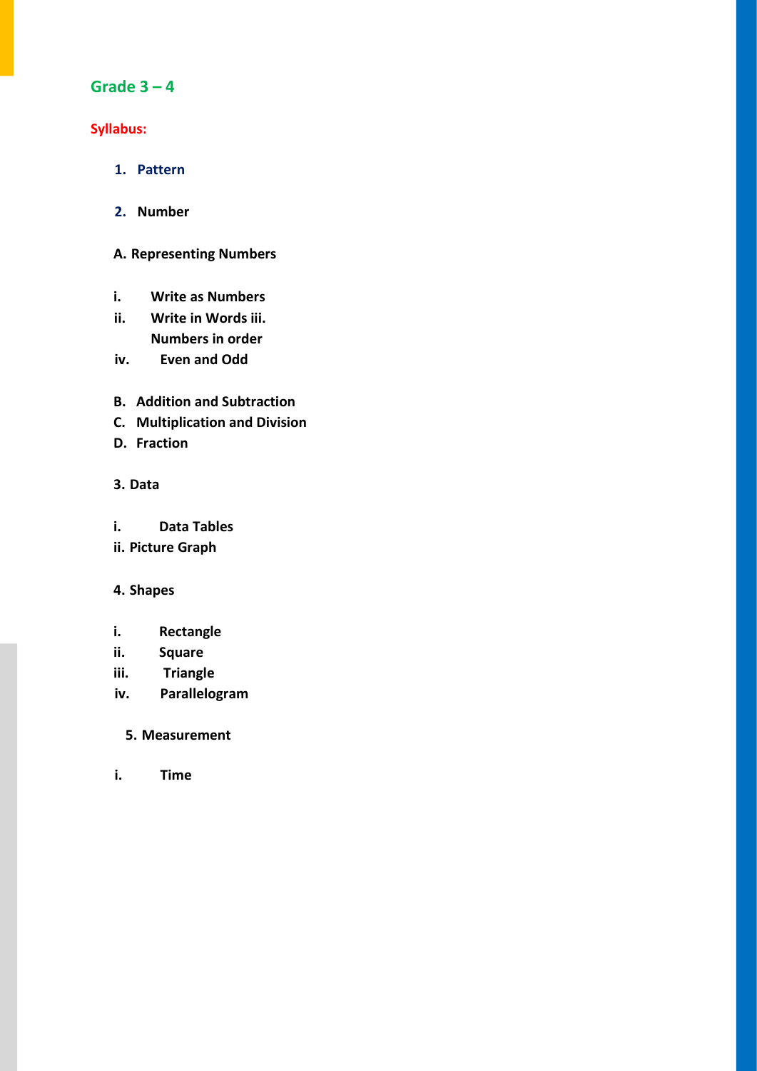## Grade 3 – 4

**Syllabus:**

1. **Pattern**

2. **Number**

**A. Representing Numbers**

i. **Write as Numbers**
ii. **Write in Words iii. Numbers in order**
iv. **Even and Odd**

**B. Addition and Subtraction**
**C. Multiplication and Division**
**D. Fraction**

**3. Data**

i. **Data Tables**
ii. **Picture Graph**

**4. Shapes**

i. **Rectangle**
ii. **Square**
iii. **Triangle**
iv. **Parallelogram**

**5. Measurement**

i. **Time**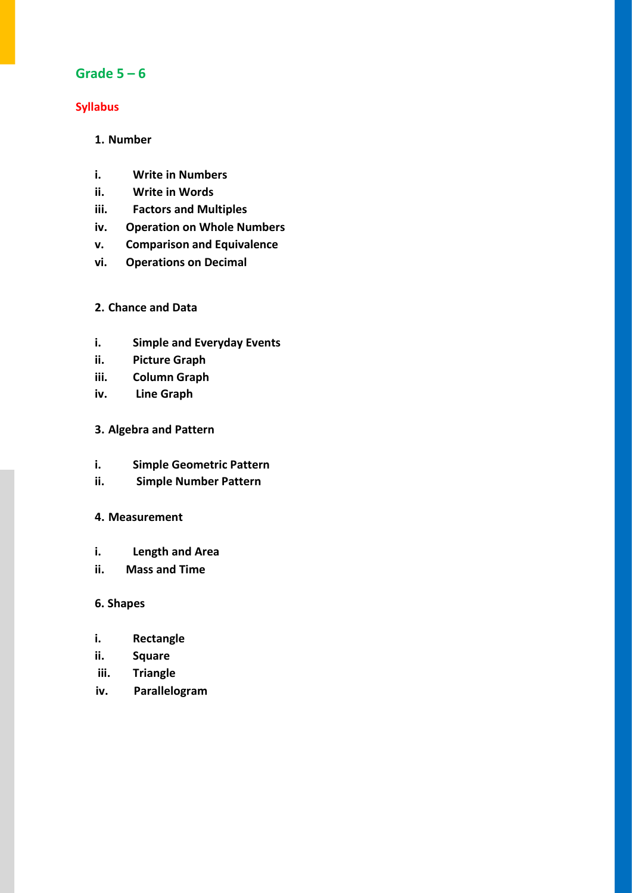## Grade 5 – 6

### Syllabus

**1. Number**

- **i. Write in Numbers**
- **ii. Write in Words**
- **iii. Factors and Multiples**
- **iv. Operation on Whole Numbers**
- **v. Comparison and Equivalence**
- **vi. Operations on Decimal**

**2. Chance and Data**

- **i. Simple and Everyday Events**
- **ii. Picture Graph**
- **iii. Column Graph**
- **iv. Line Graph**

**3. Algebra and Pattern**

- **i. Simple Geometric Pattern**
- **ii. Simple Number Pattern**

**4. Measurement**

- **i. Length and Area**
- **ii. Mass and Time**

**6. Shapes**

- **i. Rectangle**
- **ii. Square**
- **iii. Triangle**
- **iv. Parallelogram**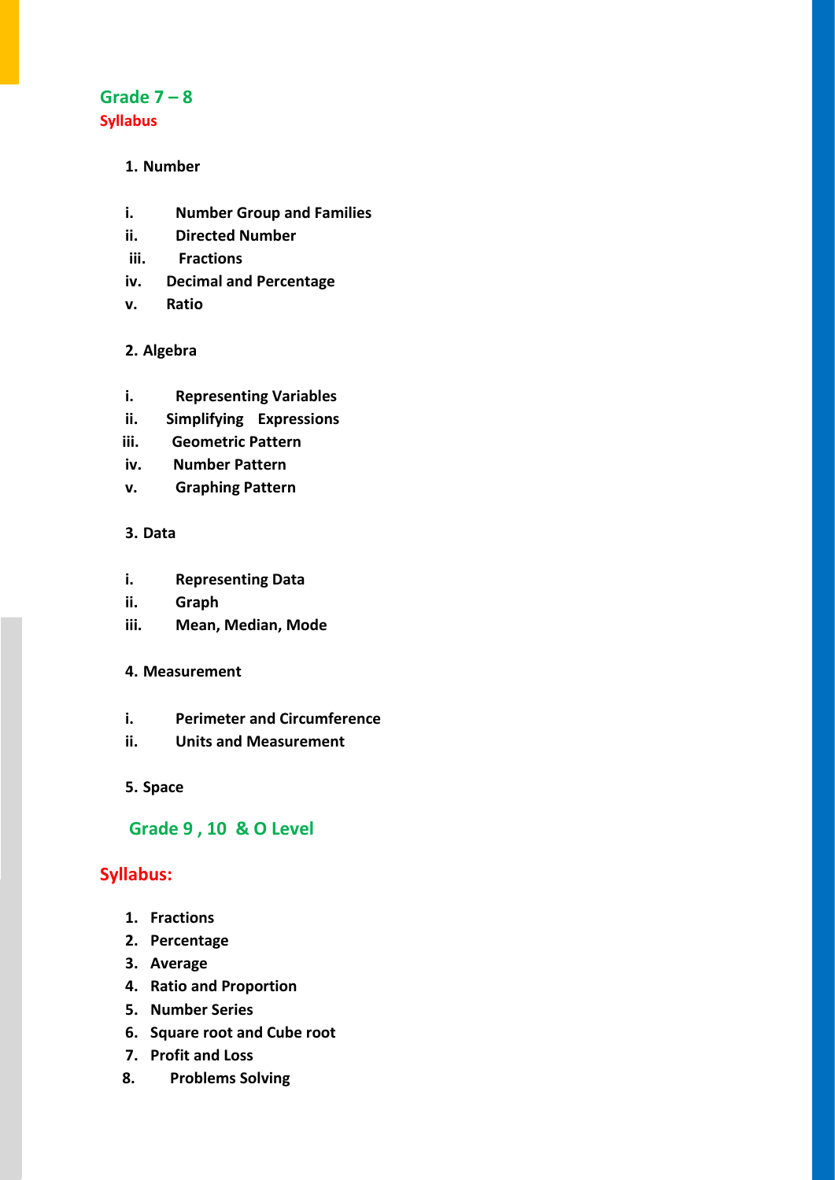## Grade 7 – 8

### Syllabus

**1. Number**

- i. **Number Group and Families**
- ii. **Directed Number**
- iii. **Fractions**
- iv. **Decimal and Percentage**
- v. **Ratio**

**2. Algebra**

- i. **Representing Variables**
- ii. **Simplifying Expressions**
- iii. **Geometric Pattern**
- iv. **Number Pattern**
- v. **Graphing Pattern**

**3. Data**

- i. **Representing Data**
- ii. **Graph**
- iii. **Mean, Median, Mode**

**4. Measurement**

- i. **Perimeter and Circumference**
- ii. **Units and Measurement**

**5. Space**

## Grade 9 , 10 & O Level

### Syllabus:

1. **Fractions**
2. **Percentage**
3. **Average**
4. **Ratio and Proportion**
5. **Number Series**
6. **Square root and Cube root**
7. **Profit and Loss**
8. **Problems Solving**